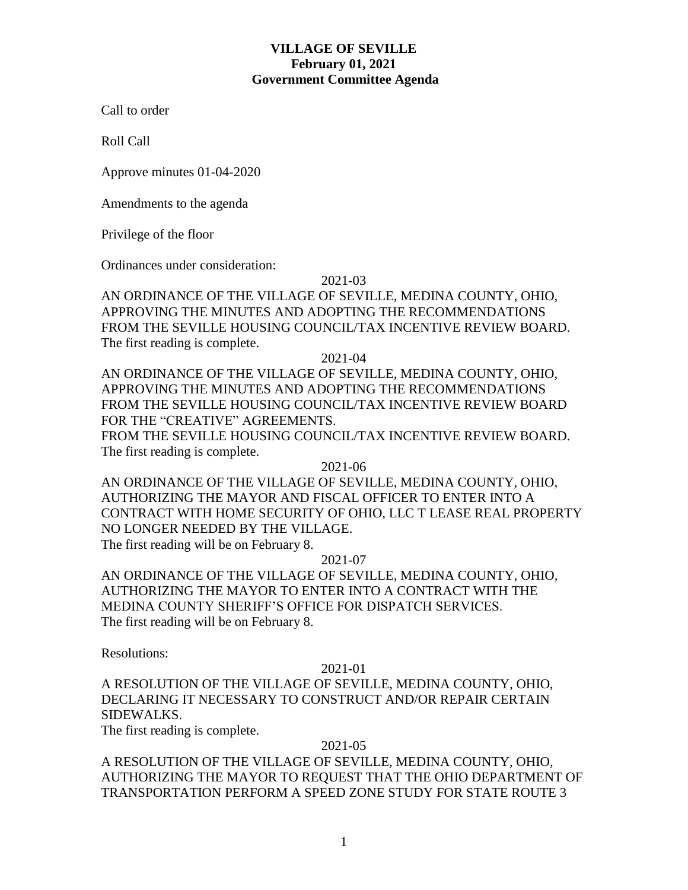# VILLAGE OF SEVILLE
## February 01, 2021
## Government Committee Agenda

Call to order

Roll Call

Approve minutes 01-04-2020

Amendments to the agenda

Privilege of the floor

Ordinances under consideration:

2021-03

AN ORDINANCE OF THE VILLAGE OF SEVILLE, MEDINA COUNTY, OHIO, APPROVING THE MINUTES AND ADOPTING THE RECOMMENDATIONS FROM THE SEVILLE HOUSING COUNCIL/TAX INCENTIVE REVIEW BOARD.
The first reading is complete.

2021-04

AN ORDINANCE OF THE VILLAGE OF SEVILLE, MEDINA COUNTY, OHIO, APPROVING THE MINUTES AND ADOPTING THE RECOMMENDATIONS FROM THE SEVILLE HOUSING COUNCIL/TAX INCENTIVE REVIEW BOARD FOR THE "CREATIVE" AGREEMENTS.
FROM THE SEVILLE HOUSING COUNCIL/TAX INCENTIVE REVIEW BOARD.
The first reading is complete.

2021-06

AN ORDINANCE OF THE VILLAGE OF SEVILLE, MEDINA COUNTY, OHIO, AUTHORIZING THE MAYOR AND FISCAL OFFICER TO ENTER INTO A CONTRACT WITH HOME SECURITY OF OHIO, LLC T LEASE REAL PROPERTY NO LONGER NEEDED BY THE VILLAGE.
The first reading will be on February 8.

2021-07

AN ORDINANCE OF THE VILLAGE OF SEVILLE, MEDINA COUNTY, OHIO, AUTHORIZING THE MAYOR TO ENTER INTO A CONTRACT WITH THE MEDINA COUNTY SHERIFF'S OFFICE FOR DISPATCH SERVICES.
The first reading will be on February 8.

Resolutions:

2021-01

A RESOLUTION OF THE VILLAGE OF SEVILLE, MEDINA COUNTY, OHIO, DECLARING IT NECESSARY TO CONSTRUCT AND/OR REPAIR CERTAIN SIDEWALKS.
The first reading is complete.

2021-05

A RESOLUTION OF THE VILLAGE OF SEVILLE, MEDINA COUNTY, OHIO, AUTHORIZING THE MAYOR TO REQUEST THAT THE OHIO DEPARTMENT OF TRANSPORTATION PERFORM A SPEED ZONE STUDY FOR STATE ROUTE 3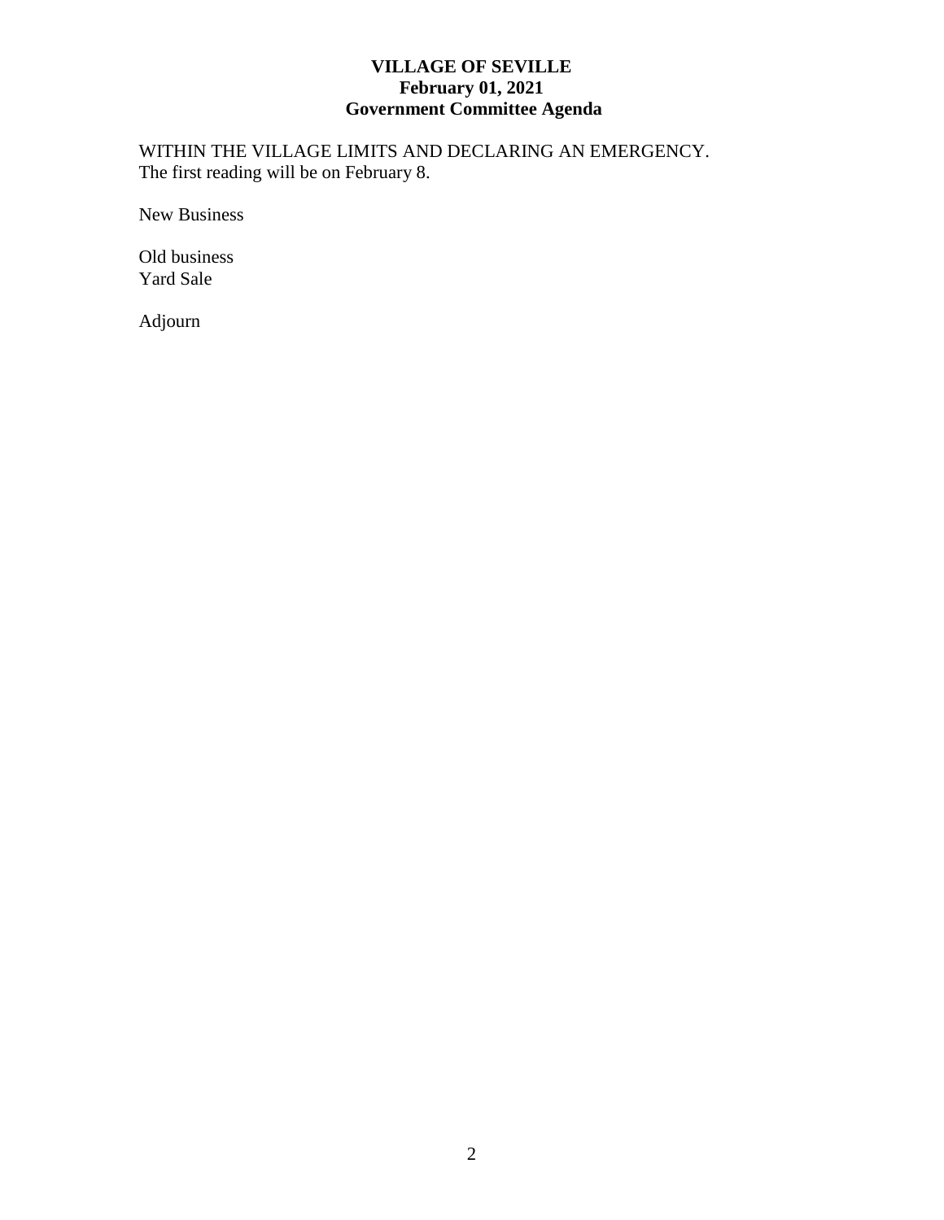WITHIN THE VILLAGE LIMITS AND DECLARING AN EMERGENCY.
The first reading will be on February 8.

New Business

Old business
Yard Sale

Adjourn